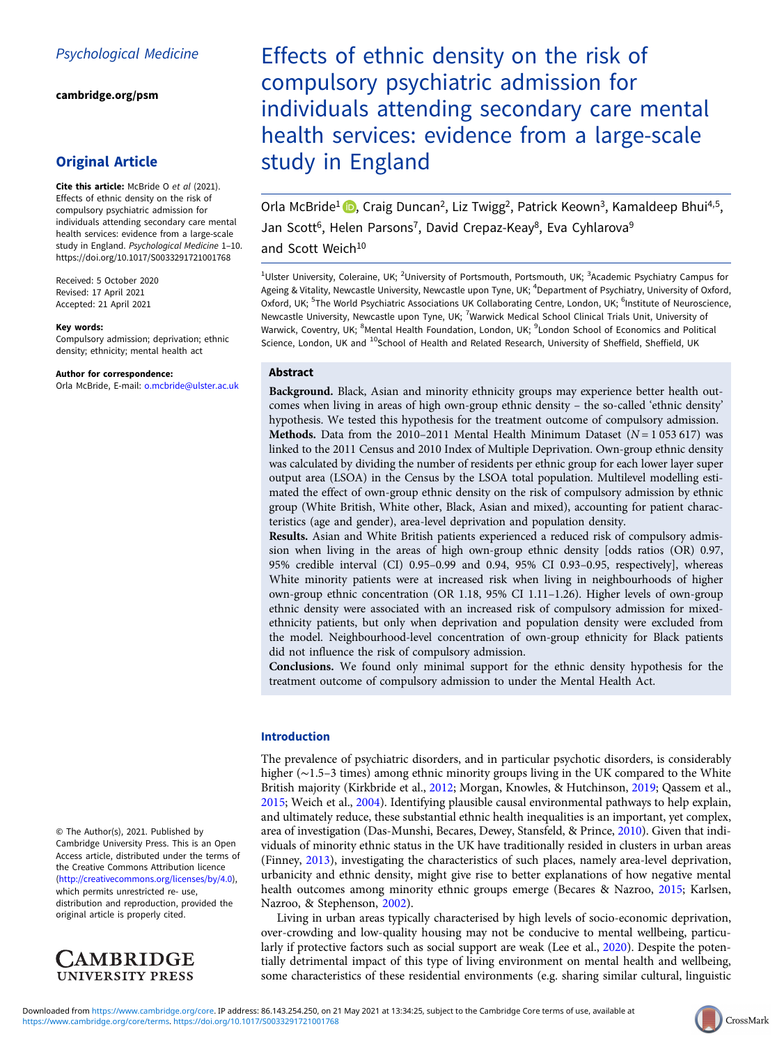Psychological Medicine

cambridge.org/psm

## Original Article

**Cite this article:** McBride O *et al* (2021). Effects of ethnic density on the risk of compulsory psychiatric admission for individuals attending secondary care mental health services: evidence from a large-scale study in England. *Psychological Medicine* 1–10. https://doi.org/10.1017/S0033291721001768

Received: 5 October 2020
Revised: 17 April 2021
Accepted: 21 April 2021

**Key words:**
Compulsory admission; deprivation; ethnic density; ethnicity; mental health act

**Author for correspondence:**
Orla McBride, E-mail: o.mcbride@ulster.ac.uk

© The Author(s), 2021. Published by Cambridge University Press. This is an Open Access article, distributed under the terms of the Creative Commons Attribution licence (http://creativecommons.org/licenses/by/4.0), which permits unrestricted re- use, distribution and reproduction, provided the original article is properly cited.

# Effects of ethnic density on the risk of compulsory psychiatric admission for individuals attending secondary care mental health services: evidence from a large-scale study in England

Orla McBride[1], Craig Duncan[2], Liz Twigg[2], Patrick Keown[3], Kamaldeep Bhui[4,5], Jan Scott[6], Helen Parsons[7], David Crepaz-Keay[8], Eva Cyhlarova[9] and Scott Weich[10]

[1]Ulster University, Coleraine, UK; [2]University of Portsmouth, Portsmouth, UK; [3]Academic Psychiatry Campus for Ageing & Vitality, Newcastle University, Newcastle upon Tyne, UK; [4]Department of Psychiatry, University of Oxford, Oxford, UK; [5]The World Psychiatric Associations UK Collaborating Centre, London, UK; [6]Institute of Neuroscience, Newcastle University, Newcastle upon Tyne, UK; [7]Warwick Medical School Clinical Trials Unit, University of Warwick, Coventry, UK; [8]Mental Health Foundation, London, UK; [9]London School of Economics and Political Science, London, UK and [10]School of Health and Related Research, University of Sheffield, Sheffield, UK

## Abstract

**Background.** Black, Asian and minority ethnicity groups may experience better health outcomes when living in areas of high own-group ethnic density – the so-called 'ethnic density' hypothesis. We tested this hypothesis for the treatment outcome of compulsory admission.

**Methods.** Data from the 2010–2011 Mental Health Minimum Dataset ($N = 1\,053\,617$) was linked to the 2011 Census and 2010 Index of Multiple Deprivation. Own-group ethnic density was calculated by dividing the number of residents per ethnic group for each lower layer super output area (LSOA) in the Census by the LSOA total population. Multilevel modelling estimated the effect of own-group ethnic density on the risk of compulsory admission by ethnic group (White British, White other, Black, Asian and mixed), accounting for patient characteristics (age and gender), area-level deprivation and population density.

**Results.** Asian and White British patients experienced a reduced risk of compulsory admission when living in the areas of high own-group ethnic density [odds ratios (OR) 0.97, 95% credible interval (CI) 0.95–0.99 and 0.94, 95% CI 0.93–0.95, respectively], whereas White minority patients were at increased risk when living in neighbourhoods of higher own-group ethnic concentration (OR 1.18, 95% CI 1.11–1.26). Higher levels of own-group ethnic density were associated with an increased risk of compulsory admission for mixed-ethnicity patients, but only when deprivation and population density were excluded from the model. Neighbourhood-level concentration of own-group ethnicity for Black patients did not influence the risk of compulsory admission.

**Conclusions.** We found only minimal support for the ethnic density hypothesis for the treatment outcome of compulsory admission to under the Mental Health Act.

## Introduction

The prevalence of psychiatric disorders, and in particular psychotic disorders, is considerably higher (~1.5–3 times) among ethnic minority groups living in the UK compared to the White British majority (Kirkbride et al., 2012; Morgan, Knowles, & Hutchinson, 2019; Qassem et al., 2015; Weich et al., 2004). Identifying plausible causal environmental pathways to help explain, and ultimately reduce, these substantial ethnic health inequalities is an important, yet complex, area of investigation (Das-Munshi, Becares, Dewey, Stansfeld, & Prince, 2010). Given that individuals of minority ethnic status in the UK have traditionally resided in clusters in urban areas (Finney, 2013), investigating the characteristics of such places, namely area-level deprivation, urbanicity and ethnic density, might give rise to better explanations of how negative mental health outcomes among minority ethnic groups emerge (Becares & Nazroo, 2015; Karlsen, Nazroo, & Stephenson, 2002).

Living in urban areas typically characterised by high levels of socio-economic deprivation, over-crowding and low-quality housing may not be conducive to mental wellbeing, particularly if protective factors such as social support are weak (Lee et al., 2020). Despite the potentially detrimental impact of this type of living environment on mental health and wellbeing, some characteristics of these residential environments (e.g. sharing similar cultural, linguistic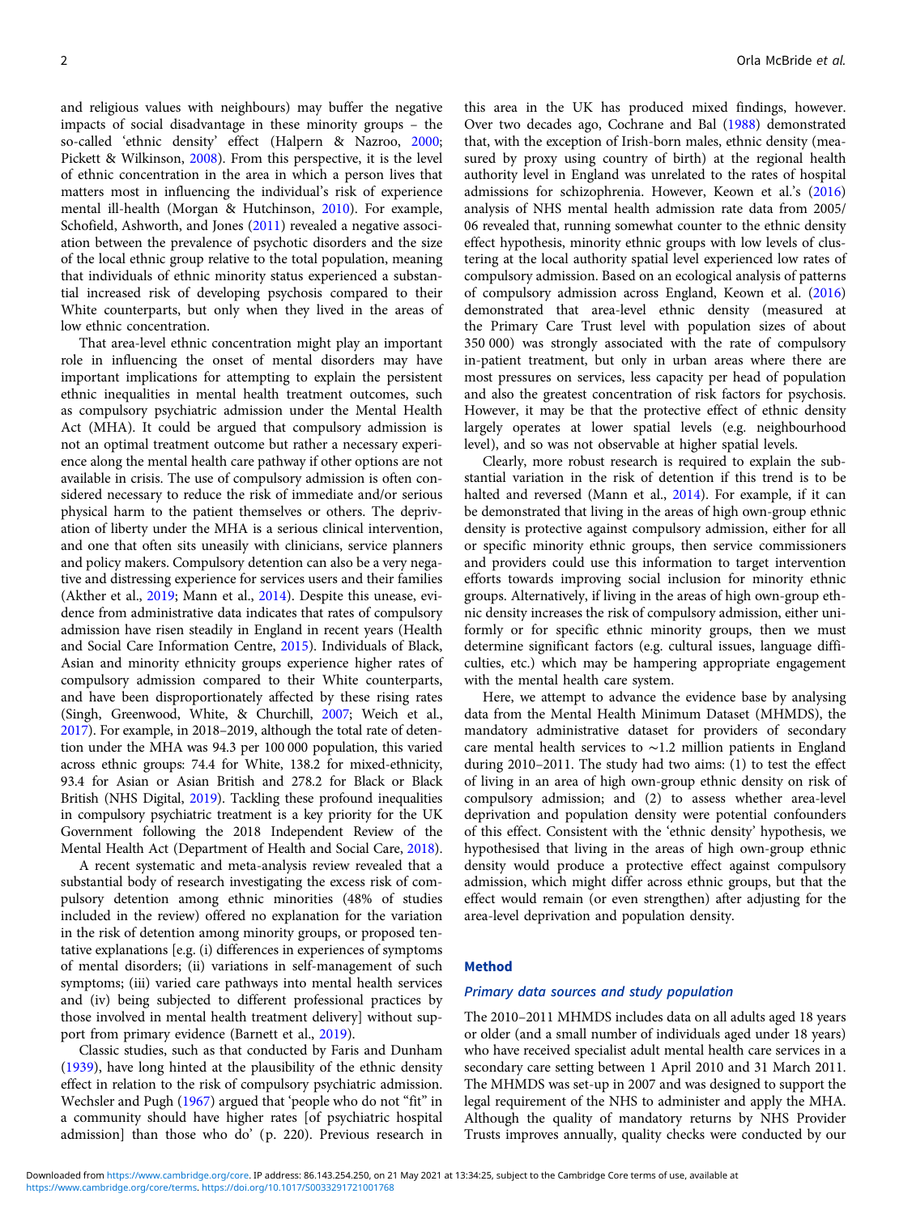and religious values with neighbours) may buffer the negative impacts of social disadvantage in these minority groups – the so-called 'ethnic density' effect (Halpern & Nazroo, 2000; Pickett & Wilkinson, 2008). From this perspective, it is the level of ethnic concentration in the area in which a person lives that matters most in influencing the individual's risk of experience mental ill-health (Morgan & Hutchinson, 2010). For example, Schofield, Ashworth, and Jones (2011) revealed a negative association between the prevalence of psychotic disorders and the size of the local ethnic group relative to the total population, meaning that individuals of ethnic minority status experienced a substantial increased risk of developing psychosis compared to their White counterparts, but only when they lived in the areas of low ethnic concentration.

That area-level ethnic concentration might play an important role in influencing the onset of mental disorders may have important implications for attempting to explain the persistent ethnic inequalities in mental health treatment outcomes, such as compulsory psychiatric admission under the Mental Health Act (MHA). It could be argued that compulsory admission is not an optimal treatment outcome but rather a necessary experience along the mental health care pathway if other options are not available in crisis. The use of compulsory admission is often considered necessary to reduce the risk of immediate and/or serious physical harm to the patient themselves or others. The deprivation of liberty under the MHA is a serious clinical intervention, and one that often sits uneasily with clinicians, service planners and policy makers. Compulsory detention can also be a very negative and distressing experience for services users and their families (Akther et al., 2019; Mann et al., 2014). Despite this unease, evidence from administrative data indicates that rates of compulsory admission have risen steadily in England in recent years (Health and Social Care Information Centre, 2015). Individuals of Black, Asian and minority ethnicity groups experience higher rates of compulsory admission compared to their White counterparts, and have been disproportionately affected by these rising rates (Singh, Greenwood, White, & Churchill, 2007; Weich et al., 2017). For example, in 2018–2019, although the total rate of detention under the MHA was 94.3 per 100 000 population, this varied across ethnic groups: 74.4 for White, 138.2 for mixed-ethnicity, 93.4 for Asian or Asian British and 278.2 for Black or Black British (NHS Digital, 2019). Tackling these profound inequalities in compulsory psychiatric treatment is a key priority for the UK Government following the 2018 Independent Review of the Mental Health Act (Department of Health and Social Care, 2018).

A recent systematic and meta-analysis review revealed that a substantial body of research investigating the excess risk of compulsory detention among ethnic minorities (48% of studies included in the review) offered no explanation for the variation in the risk of detention among minority groups, or proposed tentative explanations [e.g. (i) differences in experiences of symptoms of mental disorders; (ii) variations in self-management of such symptoms; (iii) varied care pathways into mental health services and (iv) being subjected to different professional practices by those involved in mental health treatment delivery] without support from primary evidence (Barnett et al., 2019).

Classic studies, such as that conducted by Faris and Dunham (1939), have long hinted at the plausibility of the ethnic density effect in relation to the risk of compulsory psychiatric admission. Wechsler and Pugh (1967) argued that 'people who do not "fit" in a community should have higher rates [of psychiatric hospital admission] than those who do' (p. 220). Previous research in this area in the UK has produced mixed findings, however. Over two decades ago, Cochrane and Bal (1988) demonstrated that, with the exception of Irish-born males, ethnic density (measured by proxy using country of birth) at the regional health authority level in England was unrelated to the rates of hospital admissions for schizophrenia. However, Keown et al.'s (2016) analysis of NHS mental health admission rate data from 2005/06 revealed that, running somewhat counter to the ethnic density effect hypothesis, minority ethnic groups with low levels of clustering at the local authority spatial level experienced low rates of compulsory admission. Based on an ecological analysis of patterns of compulsory admission across England, Keown et al. (2016) demonstrated that area-level ethnic density (measured at the Primary Care Trust level with population sizes of about 350 000) was strongly associated with the rate of compulsory in-patient treatment, but only in urban areas where there are most pressures on services, less capacity per head of population and also the greatest concentration of risk factors for psychosis. However, it may be that the protective effect of ethnic density largely operates at lower spatial levels (e.g. neighbourhood level), and so was not observable at higher spatial levels.

Clearly, more robust research is required to explain the substantial variation in the risk of detention if this trend is to be halted and reversed (Mann et al., 2014). For example, if it can be demonstrated that living in the areas of high own-group ethnic density is protective against compulsory admission, either for all or specific minority ethnic groups, then service commissioners and providers could use this information to target intervention efforts towards improving social inclusion for minority ethnic groups. Alternatively, if living in the areas of high own-group ethnic density increases the risk of compulsory admission, either uniformly or for specific ethnic minority groups, then we must determine significant factors (e.g. cultural issues, language difficulties, etc.) which may be hampering appropriate engagement with the mental health care system.

Here, we attempt to advance the evidence base by analysing data from the Mental Health Minimum Dataset (MHMDS), the mandatory administrative dataset for providers of secondary care mental health services to ~1.2 million patients in England during 2010–2011. The study had two aims: (1) to test the effect of living in an area of high own-group ethnic density on risk of compulsory admission; and (2) to assess whether area-level deprivation and population density were potential confounders of this effect. Consistent with the 'ethnic density' hypothesis, we hypothesised that living in the areas of high own-group ethnic density would produce a protective effect against compulsory admission, which might differ across ethnic groups, but that the effect would remain (or even strengthen) after adjusting for the area-level deprivation and population density.

## Method

### Primary data sources and study population

The 2010–2011 MHMDS includes data on all adults aged 18 years or older (and a small number of individuals aged under 18 years) who have received specialist adult mental health care services in a secondary care setting between 1 April 2010 and 31 March 2011. The MHMDS was set-up in 2007 and was designed to support the legal requirement of the NHS to administer and apply the MHA. Although the quality of mandatory returns by NHS Provider Trusts improves annually, quality checks were conducted by our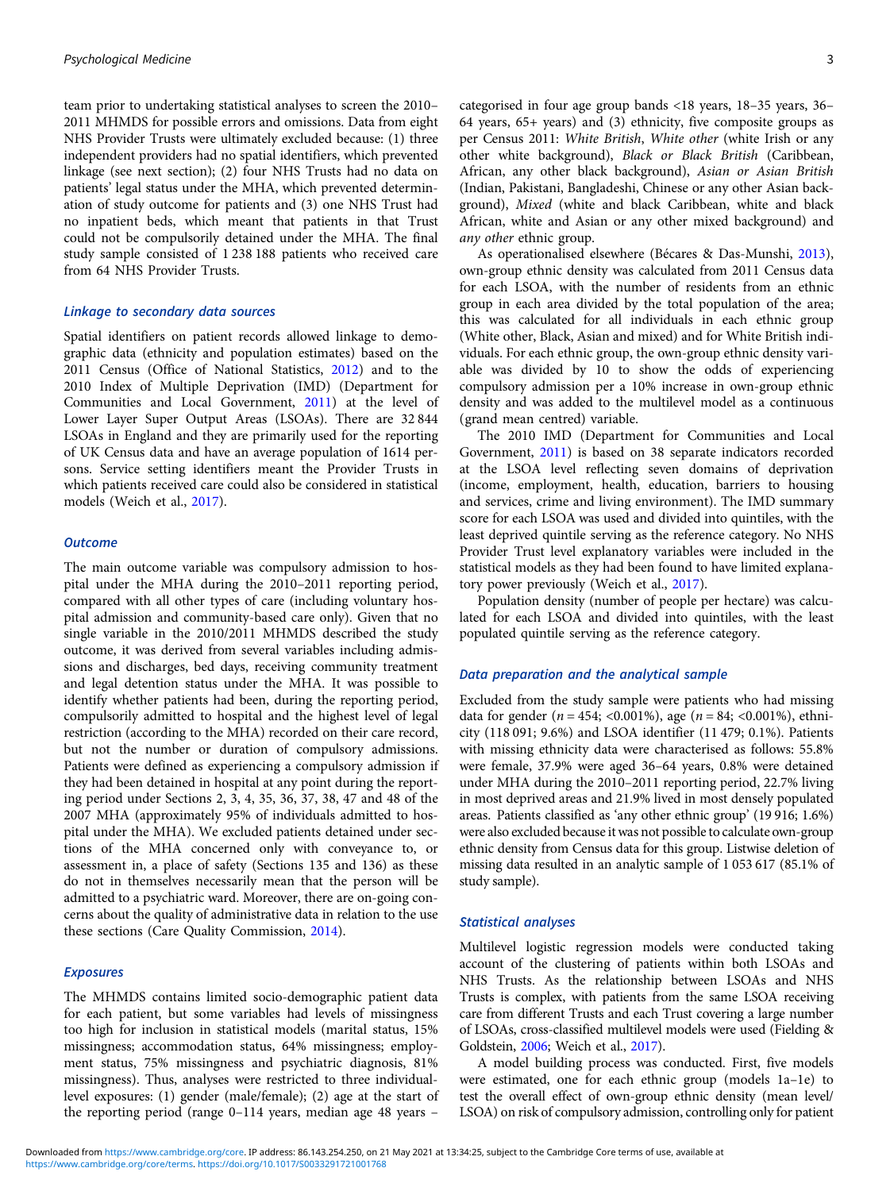team prior to undertaking statistical analyses to screen the 2010–2011 MHMDS for possible errors and omissions. Data from eight NHS Provider Trusts were ultimately excluded because: (1) three independent providers had no spatial identifiers, which prevented linkage (see next section); (2) four NHS Trusts had no data on patients' legal status under the MHA, which prevented determination of study outcome for patients and (3) one NHS Trust had no inpatient beds, which meant that patients in that Trust could not be compulsorily detained under the MHA. The final study sample consisted of 1 238 188 patients who received care from 64 NHS Provider Trusts.

### Linkage to secondary data sources

Spatial identifiers on patient records allowed linkage to demographic data (ethnicity and population estimates) based on the 2011 Census (Office of National Statistics, 2012) and to the 2010 Index of Multiple Deprivation (IMD) (Department for Communities and Local Government, 2011) at the level of Lower Layer Super Output Areas (LSOAs). There are 32 844 LSOAs in England and they are primarily used for the reporting of UK Census data and have an average population of 1614 persons. Service setting identifiers meant the Provider Trusts in which patients received care could also be considered in statistical models (Weich et al., 2017).

### Outcome

The main outcome variable was compulsory admission to hospital under the MHA during the 2010–2011 reporting period, compared with all other types of care (including voluntary hospital admission and community-based care only). Given that no single variable in the 2010/2011 MHMDS described the study outcome, it was derived from several variables including admissions and discharges, bed days, receiving community treatment and legal detention status under the MHA. It was possible to identify whether patients had been, during the reporting period, compulsorily admitted to hospital and the highest level of legal restriction (according to the MHA) recorded on their care record, but not the number or duration of compulsory admissions. Patients were defined as experiencing a compulsory admission if they had been detained in hospital at any point during the reporting period under Sections 2, 3, 4, 35, 36, 37, 38, 47 and 48 of the 2007 MHA (approximately 95% of individuals admitted to hospital under the MHA). We excluded patients detained under sections of the MHA concerned only with conveyance to, or assessment in, a place of safety (Sections 135 and 136) as these do not in themselves necessarily mean that the person will be admitted to a psychiatric ward. Moreover, there are on-going concerns about the quality of administrative data in relation to the use these sections (Care Quality Commission, 2014).

### Exposures

The MHMDS contains limited socio-demographic patient data for each patient, but some variables had levels of missingness too high for inclusion in statistical models (marital status, 15% missingness; accommodation status, 64% missingness; employment status, 75% missingness and psychiatric diagnosis, 81% missingness). Thus, analyses were restricted to three individual-level exposures: (1) gender (male/female); (2) age at the start of the reporting period (range 0–114 years, median age 48 years – categorised in four age group bands <18 years, 18–35 years, 36–64 years, 65+ years) and (3) ethnicity, five composite groups as per Census 2011: *White British*, *White other* (white Irish or any other white background), *Black or Black British* (Caribbean, African, any other black background), *Asian or Asian British* (Indian, Pakistani, Bangladeshi, Chinese or any other Asian background), *Mixed* (white and black Caribbean, white and black African, white and Asian or any other mixed background) and *any other* ethnic group.

As operationalised elsewhere (Bécares & Das-Munshi, 2013), own-group ethnic density was calculated from 2011 Census data for each LSOA, with the number of residents from an ethnic group in each area divided by the total population of the area; this was calculated for all individuals in each ethnic group (White other, Black, Asian and mixed) and for White British individuals. For each ethnic group, the own-group ethnic density variable was divided by 10 to show the odds of experiencing compulsory admission per a 10% increase in own-group ethnic density and was added to the multilevel model as a continuous (grand mean centred) variable.

The 2010 IMD (Department for Communities and Local Government, 2011) is based on 38 separate indicators recorded at the LSOA level reflecting seven domains of deprivation (income, employment, health, education, barriers to housing and services, crime and living environment). The IMD summary score for each LSOA was used and divided into quintiles, with the least deprived quintile serving as the reference category. No NHS Provider Trust level explanatory variables were included in the statistical models as they had been found to have limited explanatory power previously (Weich et al., 2017).

Population density (number of people per hectare) was calculated for each LSOA and divided into quintiles, with the least populated quintile serving as the reference category.

### Data preparation and the analytical sample

Excluded from the study sample were patients who had missing data for gender ($n$ = 454; <0.001%), age ($n$ = 84; <0.001%), ethnicity (118 091; 9.6%) and LSOA identifier (11 479; 0.1%). Patients with missing ethnicity data were characterised as follows: 55.8% were female, 37.9% were aged 36–64 years, 0.8% were detained under MHA during the 2010–2011 reporting period, 22.7% living in most deprived areas and 21.9% lived in most densely populated areas. Patients classified as 'any other ethnic group' (19 916; 1.6%) were also excluded because it was not possible to calculate own-group ethnic density from Census data for this group. Listwise deletion of missing data resulted in an analytic sample of 1 053 617 (85.1% of study sample).

### Statistical analyses

Multilevel logistic regression models were conducted taking account of the clustering of patients within both LSOAs and NHS Trusts. As the relationship between LSOAs and NHS Trusts is complex, with patients from the same LSOA receiving care from different Trusts and each Trust covering a large number of LSOAs, cross-classified multilevel models were used (Fielding & Goldstein, 2006; Weich et al., 2017).

A model building process was conducted. First, five models were estimated, one for each ethnic group (models 1a–1e) to test the overall effect of own-group ethnic density (mean level/LSOA) on risk of compulsory admission, controlling only for patient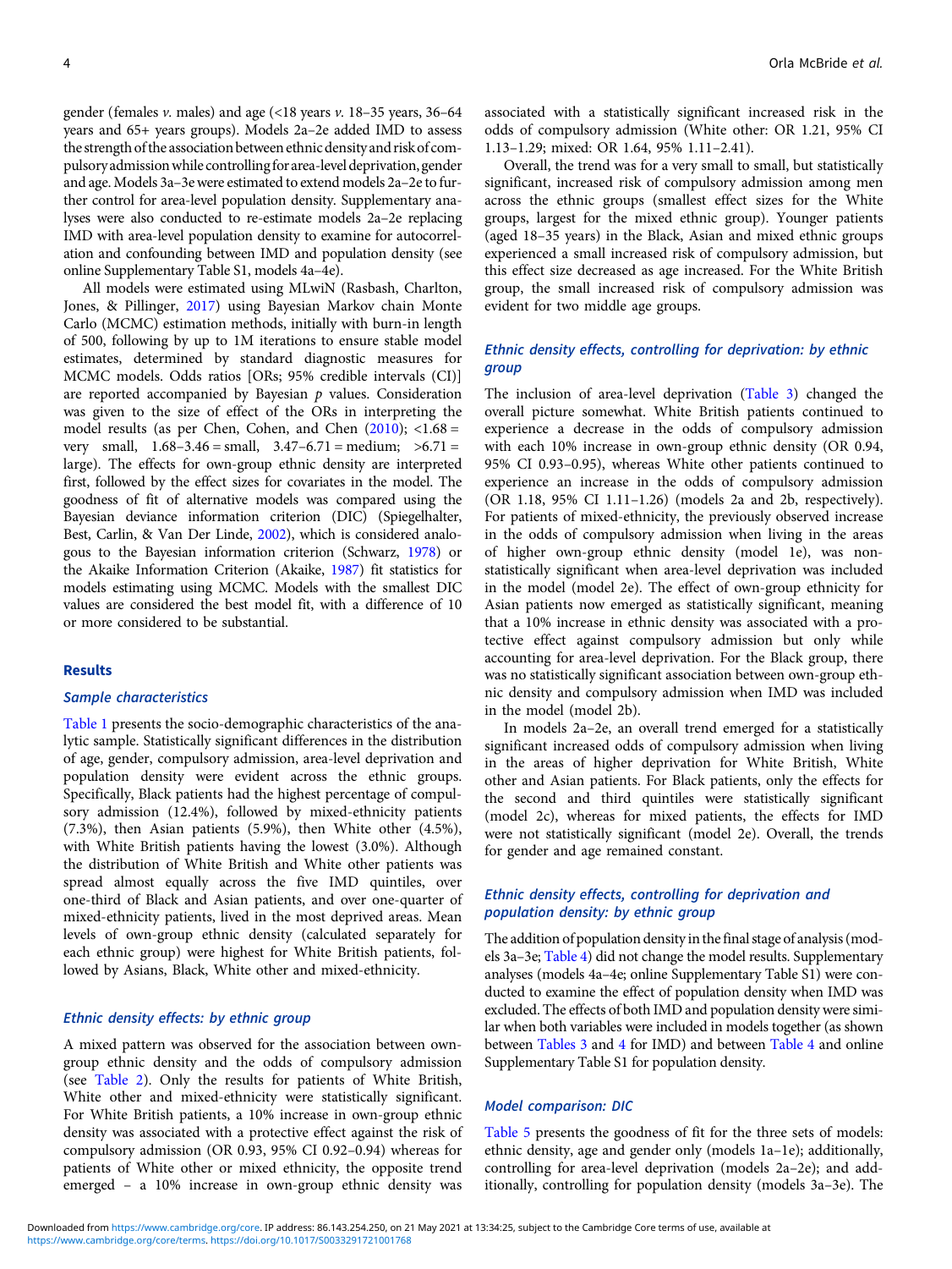gender (females *v.* males) and age (<18 years *v.* 18–35 years, 36–64 years and 65+ years groups). Models 2a–2e added IMD to assess the strength of the association between ethnic density and risk of compulsory admission while controlling for area-level deprivation, gender and age. Models 3a–3e were estimated to extend models 2a–2e to further control for area-level population density. Supplementary analyses were also conducted to re-estimate models 2a–2e replacing IMD with area-level population density to examine for autocorrelation and confounding between IMD and population density (see online Supplementary Table S1, models 4a–4e).

All models were estimated using MLwiN (Rasbash, Charlton, Jones, & Pillinger, 2017) using Bayesian Markov chain Monte Carlo (MCMC) estimation methods, initially with burn-in length of 500, following by up to 1M iterations to ensure stable model estimates, determined by standard diagnostic measures for MCMC models. Odds ratios [ORs; 95% credible intervals (CI)] are reported accompanied by Bayesian *p* values. Consideration was given to the size of effect of the ORs in interpreting the model results (as per Chen, Cohen, and Chen (2010); <1.68 = very small, 1.68–3.46 = small, 3.47–6.71 = medium; >6.71 = large). The effects for own-group ethnic density are interpreted first, followed by the effect sizes for covariates in the model. The goodness of fit of alternative models was compared using the Bayesian deviance information criterion (DIC) (Spiegelhalter, Best, Carlin, & Van Der Linde, 2002), which is considered analogous to the Bayesian information criterion (Schwarz, 1978) or the Akaike Information Criterion (Akaike, 1987) fit statistics for models estimating using MCMC. Models with the smallest DIC values are considered the best model fit, with a difference of 10 or more considered to be substantial.

## Results

### *Sample characteristics*

Table 1 presents the socio-demographic characteristics of the analytic sample. Statistically significant differences in the distribution of age, gender, compulsory admission, area-level deprivation and population density were evident across the ethnic groups. Specifically, Black patients had the highest percentage of compulsory admission (12.4%), followed by mixed-ethnicity patients (7.3%), then Asian patients (5.9%), then White other (4.5%), with White British patients having the lowest (3.0%). Although the distribution of White British and White other patients was spread almost equally across the five IMD quintiles, over one-third of Black and Asian patients, and over one-quarter of mixed-ethnicity patients, lived in the most deprived areas. Mean levels of own-group ethnic density (calculated separately for each ethnic group) were highest for White British patients, followed by Asians, Black, White other and mixed-ethnicity.

### *Ethnic density effects: by ethnic group*

A mixed pattern was observed for the association between own-group ethnic density and the odds of compulsory admission (see Table 2). Only the results for patients of White British, White other and mixed-ethnicity were statistically significant. For White British patients, a 10% increase in own-group ethnic density was associated with a protective effect against the risk of compulsory admission (OR 0.93, 95% CI 0.92–0.94) whereas for patients of White other or mixed ethnicity, the opposite trend emerged – a 10% increase in own-group ethnic density was associated with a statistically significant increased risk in the odds of compulsory admission (White other: OR 1.21, 95% CI 1.13–1.29; mixed: OR 1.64, 95% CI 1.11–2.41).

Overall, the trend was for a very small to small, but statistically significant, increased risk of compulsory admission among men across the ethnic groups (smallest effect sizes for the White groups, largest for the mixed ethnic group). Younger patients (aged 18–35 years) in the Black, Asian and mixed ethnic groups experienced a small increased risk of compulsory admission, but this effect size decreased as age increased. For the White British group, the small increased risk of compulsory admission was evident for two middle age groups.

### *Ethnic density effects, controlling for deprivation: by ethnic group*

The inclusion of area-level deprivation (Table 3) changed the overall picture somewhat. White British patients continued to experience a decrease in the odds of compulsory admission with each 10% increase in own-group ethnic density (OR 0.94, 95% CI 0.93–0.95), whereas White other patients continued to experience an increase in the odds of compulsory admission (OR 1.18, 95% CI 1.11–1.26) (models 2a and 2b, respectively). For patients of mixed-ethnicity, the previously observed increase in the odds of compulsory admission when living in the areas of higher own-group ethnic density (model 1e), was non-statistically significant when area-level deprivation was included in the model (model 2e). The effect of own-group ethnicity for Asian patients now emerged as statistically significant, meaning that a 10% increase in ethnic density was associated with a protective effect against compulsory admission but only while accounting for area-level deprivation. For the Black group, there was no statistically significant association between own-group ethnic density and compulsory admission when IMD was included in the model (model 2b).

In models 2a–2e, an overall trend emerged for a statistically significant increased odds of compulsory admission when living in the areas of higher deprivation for White British, White other and Asian patients. For Black patients, only the effects for the second and third quintiles were statistically significant (model 2c), whereas for mixed patients, the effects for IMD were not statistically significant (model 2e). Overall, the trends for gender and age remained constant.

### *Ethnic density effects, controlling for deprivation and population density: by ethnic group*

The addition of population density in the final stage of analysis (models 3a–3e; Table 4) did not change the model results. Supplementary analyses (models 4a–4e; online Supplementary Table S1) were conducted to examine the effect of population density when IMD was excluded. The effects of both IMD and population density were similar when both variables were included in models together (as shown between Tables 3 and 4 for IMD) and between Table 4 and online Supplementary Table S1 for population density.

### *Model comparison: DIC*

Table 5 presents the goodness of fit for the three sets of models: ethnic density, age and gender only (models 1a–1e); additionally, controlling for area-level deprivation (models 2a–2e); and additionally, controlling for population density (models 3a–3e). The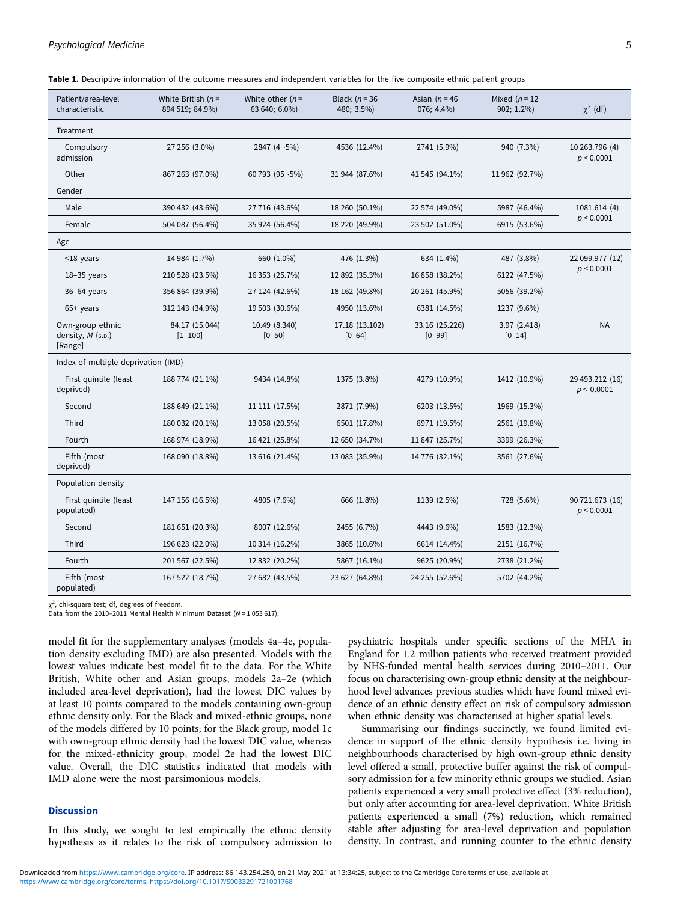**Table 1.** Descriptive information of the outcome measures and independent variables for the five composite ethnic patient groups

| Patient/area-level characteristic | White British (n = 894 519; 84.9%) | White other (n = 63 640; 6.0%) | Black (n = 36 480; 3.5%) | Asian (n = 46 076; 4.4%) | Mixed (n = 12 902; 1.2%) | $\chi^2$ (df) |
|---|---|---|---|---|---|---|
| Treatment | | | | | | |
| Compulsory admission | 27 256 (3.0%) | 2847 (4 ·5%) | 4536 (12.4%) | 2741 (5.9%) | 940 (7.3%) | 10 263.796 (4) $p < 0.0001$ |
| Other | 867 263 (97.0%) | 60 793 (95 ·5%) | 31 944 (87.6%) | 41 545 (94.1%) | 11 962 (92.7%) | |
| Gender | | | | | | |
| Male | 390 432 (43.6%) | 27 716 (43.6%) | 18 260 (50.1%) | 22 574 (49.0%) | 5987 (46.4%) | 1081.614 (4) $p < 0.0001$ |
| Female | 504 087 (56.4%) | 35 924 (56.4%) | 18 220 (49.9%) | 23 502 (51.0%) | 6915 (53.6%) | |
| Age | | | | | | |
| <18 years | 14 984 (1.7%) | 660 (1.0%) | 476 (1.3%) | 634 (1.4%) | 487 (3.8%) | 22 099.977 (12) $p < 0.0001$ |
| 18–35 years | 210 528 (23.5%) | 16 353 (25.7%) | 12 892 (35.3%) | 16 858 (38.2%) | 6122 (47.5%) | |
| 36–64 years | 356 864 (39.9%) | 27 124 (42.6%) | 18 162 (49.8%) | 20 261 (45.9%) | 5056 (39.2%) | |
| 65+ years | 312 143 (34.9%) | 19 503 (30.6%) | 4950 (13.6%) | 6381 (14.5%) | 1237 (9.6%) | |
| Own-group ethnic density, M (S.D.) [Range] | 84.17 (15.044) [1–100] | 10.49 (8.340) [0–50] | 17.18 (13.102) [0–64] | 33.16 (25.226) [0–99] | 3.97 (2.418) [0–14] | NA |
| Index of multiple deprivation (IMD) | | | | | | |
| First quintile (least deprived) | 188 774 (21.1%) | 9434 (14.8%) | 1375 (3.8%) | 4279 (10.9%) | 1412 (10.9%) | 29 493.212 (16) $p < 0.0001$ |
| Second | 188 649 (21.1%) | 11 111 (17.5%) | 2871 (7.9%) | 6203 (13.5%) | 1969 (15.3%) | |
| Third | 180 032 (20.1%) | 13 058 (20.5%) | 6501 (17.8%) | 8971 (19.5%) | 2561 (19.8%) | |
| Fourth | 168 974 (18.9%) | 16 421 (25.8%) | 12 650 (34.7%) | 11 847 (25.7%) | 3399 (26.3%) | |
| Fifth (most deprived) | 168 090 (18.8%) | 13 616 (21.4%) | 13 083 (35.9%) | 14 776 (32.1%) | 3561 (27.6%) | |
| Population density | | | | | | |
| First quintile (least populated) | 147 156 (16.5%) | 4805 (7.6%) | 666 (1.8%) | 1139 (2.5%) | 728 (5.6%) | 90 721.673 (16) $p < 0.0001$ |
| Second | 181 651 (20.3%) | 8007 (12.6%) | 2455 (6.7%) | 4443 (9.6%) | 1583 (12.3%) | |
| Third | 196 623 (22.0%) | 10 314 (16.2%) | 3865 (10.6%) | 6614 (14.4%) | 2151 (16.7%) | |
| Fourth | 201 567 (22.5%) | 12 832 (20.2%) | 5867 (16.1%) | 9625 (20.9%) | 2738 (21.2%) | |
| Fifth (most populated) | 167 522 (18.7%) | 27 682 (43.5%) | 23 627 (64.8%) | 24 255 (52.6%) | 5702 (44.2%) | |

$\chi^2$, chi-square test; df, degrees of freedom.
Data from the 2010–2011 Mental Health Minimum Dataset (N = 1 053 617).

model fit for the supplementary analyses (models 4a–4e, population density excluding IMD) are also presented. Models with the lowest values indicate best model fit to the data. For the White British, White other and Asian groups, models 2a–2e (which included area-level deprivation), had the lowest DIC values by at least 10 points compared to the models containing own-group ethnic density only. For the Black and mixed-ethnic groups, none of the models differed by 10 points; for the Black group, model 1c with own-group ethnic density had the lowest DIC value, whereas for the mixed-ethnicity group, model 2e had the lowest DIC value. Overall, the DIC statistics indicated that models with IMD alone were the most parsimonious models.

## Discussion

In this study, we sought to test empirically the ethnic density hypothesis as it relates to the risk of compulsory admission to psychiatric hospitals under specific sections of the MHA in England for 1.2 million patients who received treatment provided by NHS-funded mental health services during 2010–2011. Our focus on characterising own-group ethnic density at the neighbourhood level advances previous studies which have found mixed evidence of an ethnic density effect on risk of compulsory admission when ethnic density was characterised at higher spatial levels.

Summarising our findings succinctly, we found limited evidence in support of the ethnic density hypothesis i.e. living in neighbourhoods characterised by high own-group ethnic density level offered a small, protective buffer against the risk of compulsory admission for a few minority ethnic groups we studied. Asian patients experienced a very small protective effect (3% reduction), but only after accounting for area-level deprivation. White British patients experienced a small (7%) reduction, which remained stable after adjusting for area-level deprivation and population density. In contrast, and running counter to the ethnic density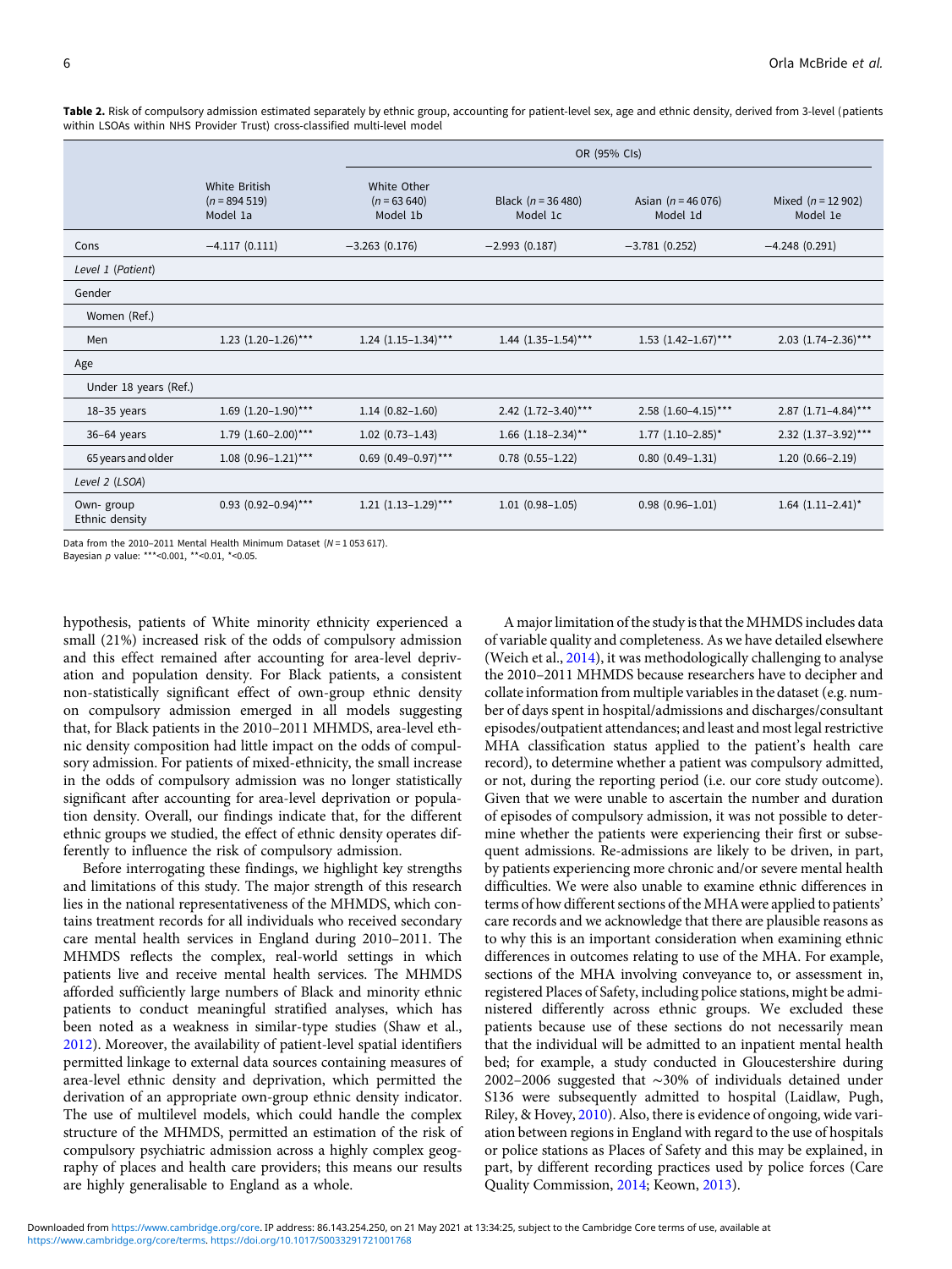**Table 2.** Risk of compulsory admission estimated separately by ethnic group, accounting for patient-level sex, age and ethnic density, derived from 3-level (patients within LSOAs within NHS Provider Trust) cross-classified multi-level model

| | | OR (95% CIs) | | | |
|---|---|---|---|---|---|
| | White British ($n$ = 894 519) Model 1a | White Other ($n$ = 63 640) Model 1b | Black ($n$ = 36 480) Model 1c | Asian ($n$ = 46 076) Model 1d | Mixed ($n$ = 12 902) Model 1e |
| Cons | −4.117 (0.111) | −3.263 (0.176) | −2.993 (0.187) | −3.781 (0.252) | −4.248 (0.291) |
| *Level 1 (Patient)* | | | | | |
| Gender | | | | | |
| Women (Ref.) | | | | | |
| Men | 1.23 (1.20–1.26)*** | 1.24 (1.15–1.34)*** | 1.44 (1.35–1.54)*** | 1.53 (1.42–1.67)*** | 2.03 (1.74–2.36)*** |
| Age | | | | | |
| Under 18 years (Ref.) | | | | | |
| 18–35 years | 1.69 (1.20–1.90)*** | 1.14 (0.82–1.60) | 2.42 (1.72–3.40)*** | 2.58 (1.60–4.15)*** | 2.87 (1.71–4.84)*** |
| 36–64 years | 1.79 (1.60–2.00)*** | 1.02 (0.73–1.43) | 1.66 (1.18–2.34)** | 1.77 (1.10–2.85)* | 2.32 (1.37–3.92)*** |
| 65 years and older | 1.08 (0.96–1.21)*** | 0.69 (0.49–0.97)*** | 0.78 (0.55–1.22) | 0.80 (0.49–1.31) | 1.20 (0.66–2.19) |
| *Level 2 (LSOA)* | | | | | |
| Own- group Ethnic density | 0.93 (0.92–0.94)*** | 1.21 (1.13–1.29)*** | 1.01 (0.98–1.05) | 0.98 (0.96–1.01) | 1.64 (1.11–2.41)* |

Data from the 2010–2011 Mental Health Minimum Dataset ($N$ = 1 053 617).
Bayesian $p$ value: ***<0.001, **<0.01, *<0.05.

hypothesis, patients of White minority ethnicity experienced a small (21%) increased risk of the odds of compulsory admission and this effect remained after accounting for area-level deprivation and population density. For Black patients, a consistent non-statistically significant effect of own-group ethnic density on compulsory admission emerged in all models suggesting that, for Black patients in the 2010–2011 MHMDS, area-level ethnic density composition had little impact on the odds of compulsory admission. For patients of mixed-ethnicity, the small increase in the odds of compulsory admission was no longer statistically significant after accounting for area-level deprivation or population density. Overall, our findings indicate that, for the different ethnic groups we studied, the effect of ethnic density operates differently to influence the risk of compulsory admission.

Before interrogating these findings, we highlight key strengths and limitations of this study. The major strength of this research lies in the national representativeness of the MHMDS, which contains treatment records for all individuals who received secondary care mental health services in England during 2010–2011. The MHMDS reflects the complex, real-world settings in which patients live and receive mental health services. The MHMDS afforded sufficiently large numbers of Black and minority ethnic patients to conduct meaningful stratified analyses, which has been noted as a weakness in similar-type studies (Shaw et al., 2012). Moreover, the availability of patient-level spatial identifiers permitted linkage to external data sources containing measures of area-level ethnic density and deprivation, which permitted the derivation of an appropriate own-group ethnic density indicator. The use of multilevel models, which could handle the complex structure of the MHMDS, permitted an estimation of the risk of compulsory psychiatric admission across a highly complex geography of places and health care providers; this means our results are highly generalisable to England as a whole.

A major limitation of the study is that the MHMDS includes data of variable quality and completeness. As we have detailed elsewhere (Weich et al., 2014), it was methodologically challenging to analyse the 2010–2011 MHMDS because researchers have to decipher and collate information from multiple variables in the dataset (e.g. number of days spent in hospital/admissions and discharges/consultant episodes/outpatient attendances; and least and most legal restrictive MHA classification status applied to the patient's health care record), to determine whether a patient was compulsory admitted, or not, during the reporting period (i.e. our core study outcome). Given that we were unable to ascertain the number and duration of episodes of compulsory admission, it was not possible to determine whether the patients were experiencing their first or subsequent admissions. Re-admissions are likely to be driven, in part, by patients experiencing more chronic and/or severe mental health difficulties. We were also unable to examine ethnic differences in terms of how different sections of the MHA were applied to patients' care records and we acknowledge that there are plausible reasons as to why this is an important consideration when examining ethnic differences in outcomes relating to use of the MHA. For example, sections of the MHA involving conveyance to, or assessment in, registered Places of Safety, including police stations, might be administered differently across ethnic groups. We excluded these patients because use of these sections do not necessarily mean that the individual will be admitted to an inpatient mental health bed; for example, a study conducted in Gloucestershire during 2002–2006 suggested that ∼30% of individuals detained under S136 were subsequently admitted to hospital (Laidlaw, Pugh, Riley, & Hovey, 2010). Also, there is evidence of ongoing, wide variation between regions in England with regard to the use of hospitals or police stations as Places of Safety and this may be explained, in part, by different recording practices used by police forces (Care Quality Commission, 2014; Keown, 2013).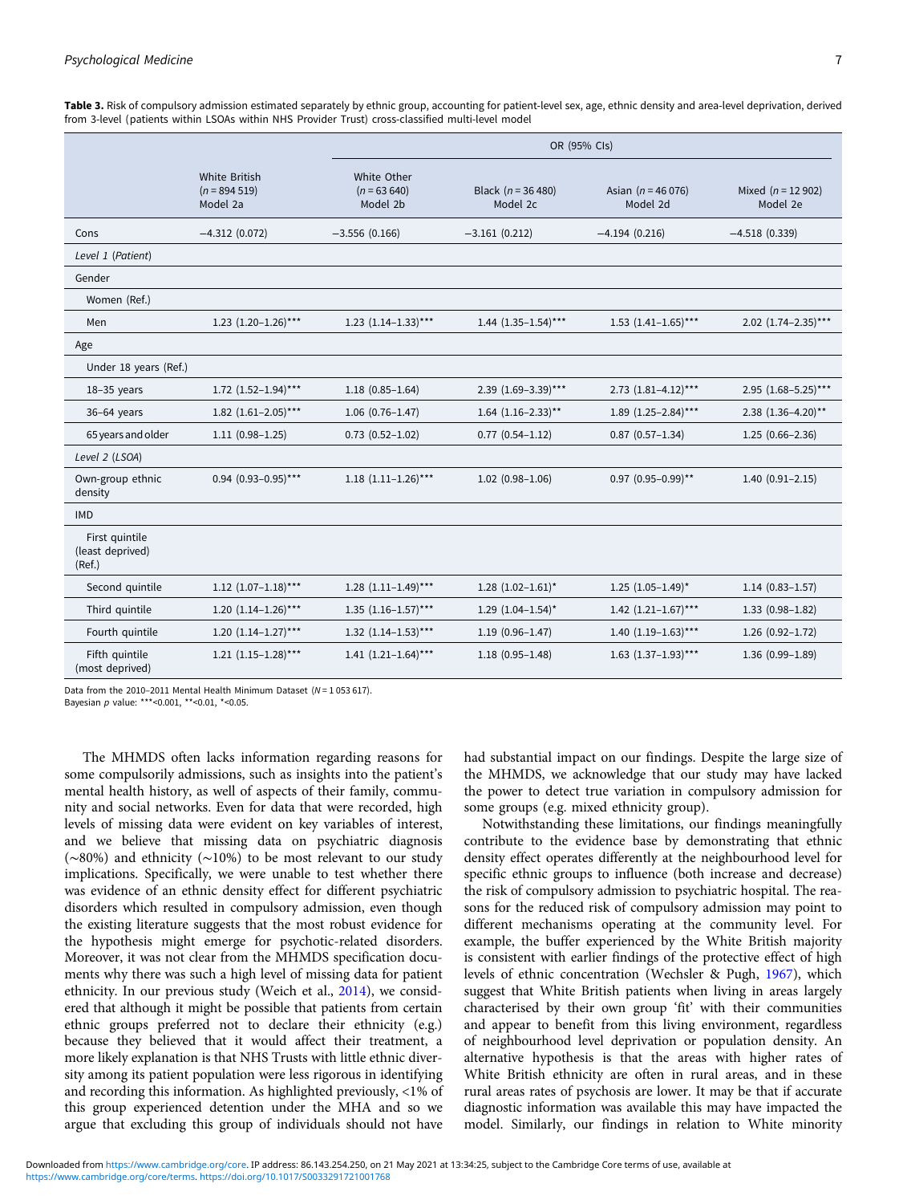**Table 3.** Risk of compulsory admission estimated separately by ethnic group, accounting for patient-level sex, age, ethnic density and area-level deprivation, derived from 3-level (patients within LSOAs within NHS Provider Trust) cross-classified multi-level model

| | | OR (95% CIs) | | | |
|---|---|---|---|---|---|
| | White British (*n* = 894 519) Model 2a | White Other (*n* = 63 640) Model 2b | Black (*n* = 36 480) Model 2c | Asian (*n* = 46 076) Model 2d | Mixed (*n* = 12 902) Model 2e |
| Cons | −4.312 (0.072) | −3.556 (0.166) | −3.161 (0.212) | −4.194 (0.216) | −4.518 (0.339) |
| *Level 1* (*Patient*) | | | | | |
| Gender | | | | | |
| Women (Ref.) | | | | | |
| Men | 1.23 (1.20–1.26)*** | 1.23 (1.14–1.33)*** | 1.44 (1.35–1.54)*** | 1.53 (1.41–1.65)*** | 2.02 (1.74–2.35)*** |
| Age | | | | | |
| Under 18 years (Ref.) | | | | | |
| 18–35 years | 1.72 (1.52–1.94)*** | 1.18 (0.85–1.64) | 2.39 (1.69–3.39)*** | 2.73 (1.81–4.12)*** | 2.95 (1.68–5.25)*** |
| 36–64 years | 1.82 (1.61–2.05)*** | 1.06 (0.76–1.47) | 1.64 (1.16–2.33)** | 1.89 (1.25–2.84)*** | 2.38 (1.36–4.20)** |
| 65 years and older | 1.11 (0.98–1.25) | 0.73 (0.52–1.02) | 0.77 (0.54–1.12) | 0.87 (0.57–1.34) | 1.25 (0.66–2.36) |
| *Level 2* (*LSOA*) | | | | | |
| Own-group ethnic density | 0.94 (0.93–0.95)*** | 1.18 (1.11–1.26)*** | 1.02 (0.98–1.06) | 0.97 (0.95–0.99)** | 1.40 (0.91–2.15) |
| IMD | | | | | |
| First quintile (least deprived) (Ref.) | | | | | |
| Second quintile | 1.12 (1.07–1.18)*** | 1.28 (1.11–1.49)*** | 1.28 (1.02–1.61)* | 1.25 (1.05–1.49)* | 1.14 (0.83–1.57) |
| Third quintile | 1.20 (1.14–1.26)*** | 1.35 (1.16–1.57)*** | 1.29 (1.04–1.54)* | 1.42 (1.21–1.67)*** | 1.33 (0.98–1.82) |
| Fourth quintile | 1.20 (1.14–1.27)*** | 1.32 (1.14–1.53)*** | 1.19 (0.96–1.47) | 1.40 (1.19–1.63)*** | 1.26 (0.92–1.72) |
| Fifth quintile (most deprived) | 1.21 (1.15–1.28)*** | 1.41 (1.21–1.64)*** | 1.18 (0.95–1.48) | 1.63 (1.37–1.93)*** | 1.36 (0.99–1.89) |

Data from the 2010–2011 Mental Health Minimum Dataset (*N* = 1 053 617).
Bayesian *p* value: ***<0.001, **<0.01, *<0.05.

The MHMDS often lacks information regarding reasons for some compulsorily admissions, such as insights into the patient's mental health history, as well of aspects of their family, community and social networks. Even for data that were recorded, high levels of missing data were evident on key variables of interest, and we believe that missing data on psychiatric diagnosis (~80%) and ethnicity (~10%) to be most relevant to our study implications. Specifically, we were unable to test whether there was evidence of an ethnic density effect for different psychiatric disorders which resulted in compulsory admission, even though the existing literature suggests that the most robust evidence for the hypothesis might emerge for psychotic-related disorders. Moreover, it was not clear from the MHMDS specification documents why there was such a high level of missing data for patient ethnicity. In our previous study (Weich et al., 2014), we considered that although it might be possible that patients from certain ethnic groups preferred not to declare their ethnicity (e.g.) because they believed that it would affect their treatment, a more likely explanation is that NHS Trusts with little ethnic diversity among its patient population were less rigorous in identifying and recording this information. As highlighted previously, <1% of this group experienced detention under the MHA and so we argue that excluding this group of individuals should not have had substantial impact on our findings. Despite the large size of the MHMDS, we acknowledge that our study may have lacked the power to detect true variation in compulsory admission for some groups (e.g. mixed ethnicity group).

Notwithstanding these limitations, our findings meaningfully contribute to the evidence base by demonstrating that ethnic density effect operates differently at the neighbourhood level for specific ethnic groups to influence (both increase and decrease) the risk of compulsory admission to psychiatric hospital. The reasons for the reduced risk of compulsory admission may point to different mechanisms operating at the community level. For example, the buffer experienced by the White British majority is consistent with earlier findings of the protective effect of high levels of ethnic concentration (Wechsler & Pugh, 1967), which suggest that White British patients when living in areas largely characterised by their own group 'fit' with their communities and appear to benefit from this living environment, regardless of neighbourhood level deprivation or population density. An alternative hypothesis is that the areas with higher rates of White British ethnicity are often in rural areas, and in these rural areas rates of psychosis are lower. It may be that if accurate diagnostic information was available this may have impacted the model. Similarly, our findings in relation to White minority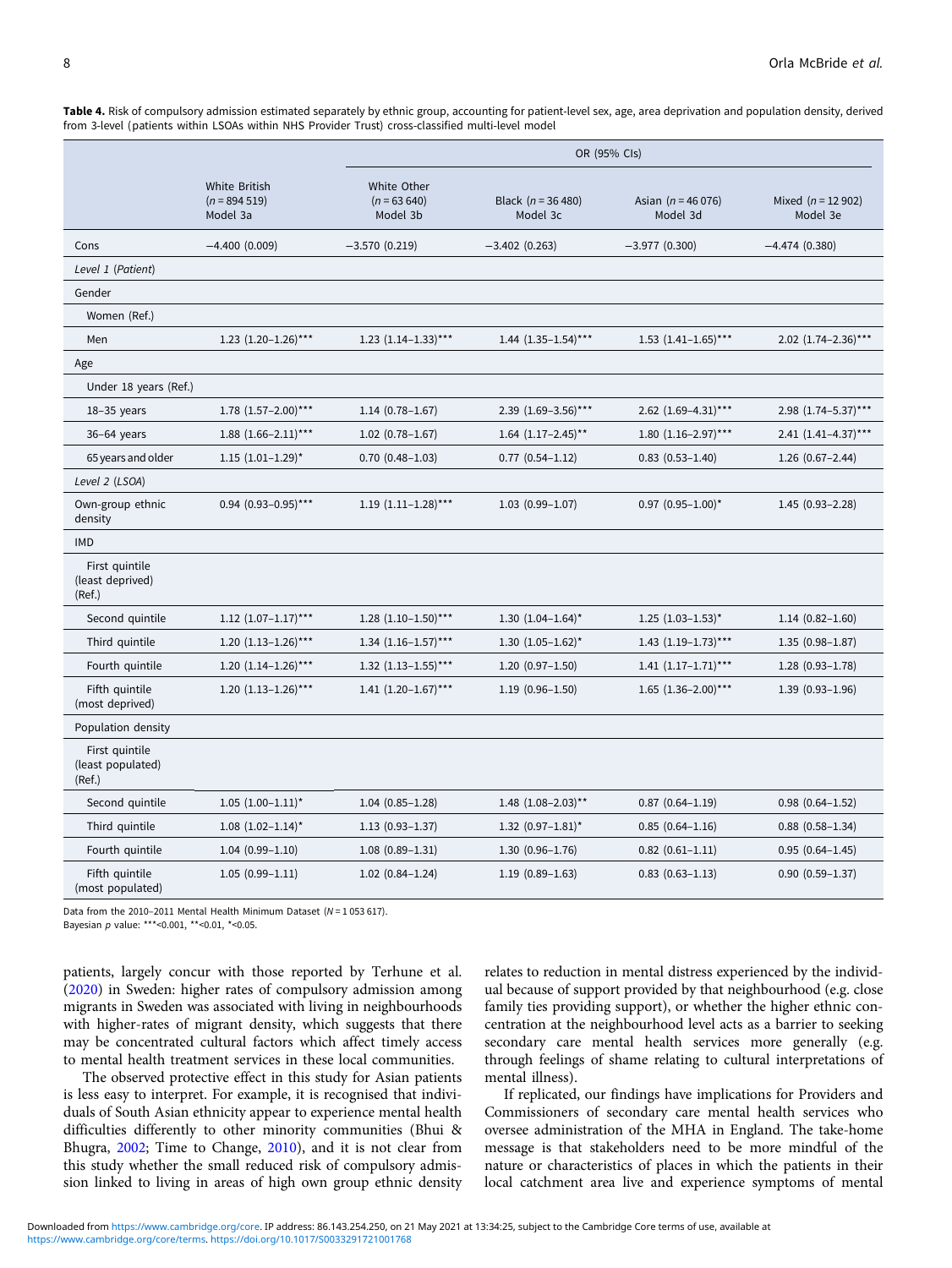**Table 4.** Risk of compulsory admission estimated separately by ethnic group, accounting for patient-level sex, age, area deprivation and population density, derived from 3-level (patients within LSOAs within NHS Provider Trust) cross-classified multi-level model

| | | OR (95% CIs) | | | |
|---|---|---|---|---|---|
| | White British ($n$ = 894 519) Model 3a | White Other ($n$ = 63 640) Model 3b | Black ($n$ = 36 480) Model 3c | Asian ($n$ = 46 076) Model 3d | Mixed ($n$ = 12 902) Model 3e |
| Cons | −4.400 (0.009) | −3.570 (0.219) | −3.402 (0.263) | −3.977 (0.300) | −4.474 (0.380) |
| *Level 1 (Patient)* | | | | | |
| Gender | | | | | |
| Women (Ref.) | | | | | |
| Men | 1.23 (1.20–1.26)*** | 1.23 (1.14–1.33)*** | 1.44 (1.35–1.54)*** | 1.53 (1.41–1.65)*** | 2.02 (1.74–2.36)*** |
| Age | | | | | |
| Under 18 years (Ref.) | | | | | |
| 18–35 years | 1.78 (1.57–2.00)*** | 1.14 (0.78–1.67) | 2.39 (1.69–3.56)*** | 2.62 (1.69–4.31)*** | 2.98 (1.74–5.37)*** |
| 36–64 years | 1.88 (1.66–2.11)*** | 1.02 (0.78–1.67) | 1.64 (1.17–2.45)** | 1.80 (1.16–2.97)*** | 2.41 (1.41–4.37)*** |
| 65 years and older | 1.15 (1.01–1.29)* | 0.70 (0.48–1.03) | 0.77 (0.54–1.12) | 0.83 (0.53–1.40) | 1.26 (0.67–2.44) |
| *Level 2 (LSOA)* | | | | | |
| Own-group ethnic density | 0.94 (0.93–0.95)*** | 1.19 (1.11–1.28)*** | 1.03 (0.99–1.07) | 0.97 (0.95–1.00)* | 1.45 (0.93–2.28) |
| IMD | | | | | |
| First quintile (least deprived) (Ref.) | | | | | |
| Second quintile | 1.12 (1.07–1.17)*** | 1.28 (1.10–1.50)*** | 1.30 (1.04–1.64)* | 1.25 (1.03–1.53)* | 1.14 (0.82–1.60) |
| Third quintile | 1.20 (1.13–1.26)*** | 1.34 (1.16–1.57)*** | 1.30 (1.05–1.62)* | 1.43 (1.19–1.73)*** | 1.35 (0.98–1.87) |
| Fourth quintile | 1.20 (1.14–1.26)*** | 1.32 (1.13–1.55)*** | 1.20 (0.97–1.50) | 1.41 (1.17–1.71)*** | 1.28 (0.93–1.78) |
| Fifth quintile (most deprived) | 1.20 (1.13–1.26)*** | 1.41 (1.20–1.67)*** | 1.19 (0.96–1.50) | 1.65 (1.36–2.00)*** | 1.39 (0.93–1.96) |
| Population density | | | | | |
| First quintile (least populated) (Ref.) | | | | | |
| Second quintile | 1.05 (1.00–1.11)* | 1.04 (0.85–1.28) | 1.48 (1.08–2.03)** | 0.87 (0.64–1.19) | 0.98 (0.64–1.52) |
| Third quintile | 1.08 (1.02–1.14)* | 1.13 (0.93–1.37) | 1.32 (0.97–1.81)* | 0.85 (0.64–1.16) | 0.88 (0.58–1.34) |
| Fourth quintile | 1.04 (0.99–1.10) | 1.08 (0.89–1.31) | 1.30 (0.96–1.76) | 0.82 (0.61–1.11) | 0.95 (0.64–1.45) |
| Fifth quintile (most populated) | 1.05 (0.99–1.11) | 1.02 (0.84–1.24) | 1.19 (0.89–1.63) | 0.83 (0.63–1.13) | 0.90 (0.59–1.37) |

Data from the 2010–2011 Mental Health Minimum Dataset ($N$ = 1 053 617).
Bayesian $p$ value: ***<0.001, **<0.01, *<0.05.

patients, largely concur with those reported by Terhune et al. (2020) in Sweden: higher rates of compulsory admission among migrants in Sweden was associated with living in neighbourhoods with higher-rates of migrant density, which suggests that there may be concentrated cultural factors which affect timely access to mental health treatment services in these local communities.

The observed protective effect in this study for Asian patients is less easy to interpret. For example, it is recognised that individuals of South Asian ethnicity appear to experience mental health difficulties differently to other minority communities (Bhui & Bhugra, 2002; Time to Change, 2010), and it is not clear from this study whether the small reduced risk of compulsory admission linked to living in areas of high own group ethnic density relates to reduction in mental distress experienced by the individual because of support provided by that neighbourhood (e.g. close family ties providing support), or whether the higher ethnic concentration at the neighbourhood level acts as a barrier to seeking secondary care mental health services more generally (e.g. through feelings of shame relating to cultural interpretations of mental illness).

If replicated, our findings have implications for Providers and Commissioners of secondary care mental health services who oversee administration of the MHA in England. The take-home message is that stakeholders need to be more mindful of the nature or characteristics of places in which the patients in their local catchment area live and experience symptoms of mental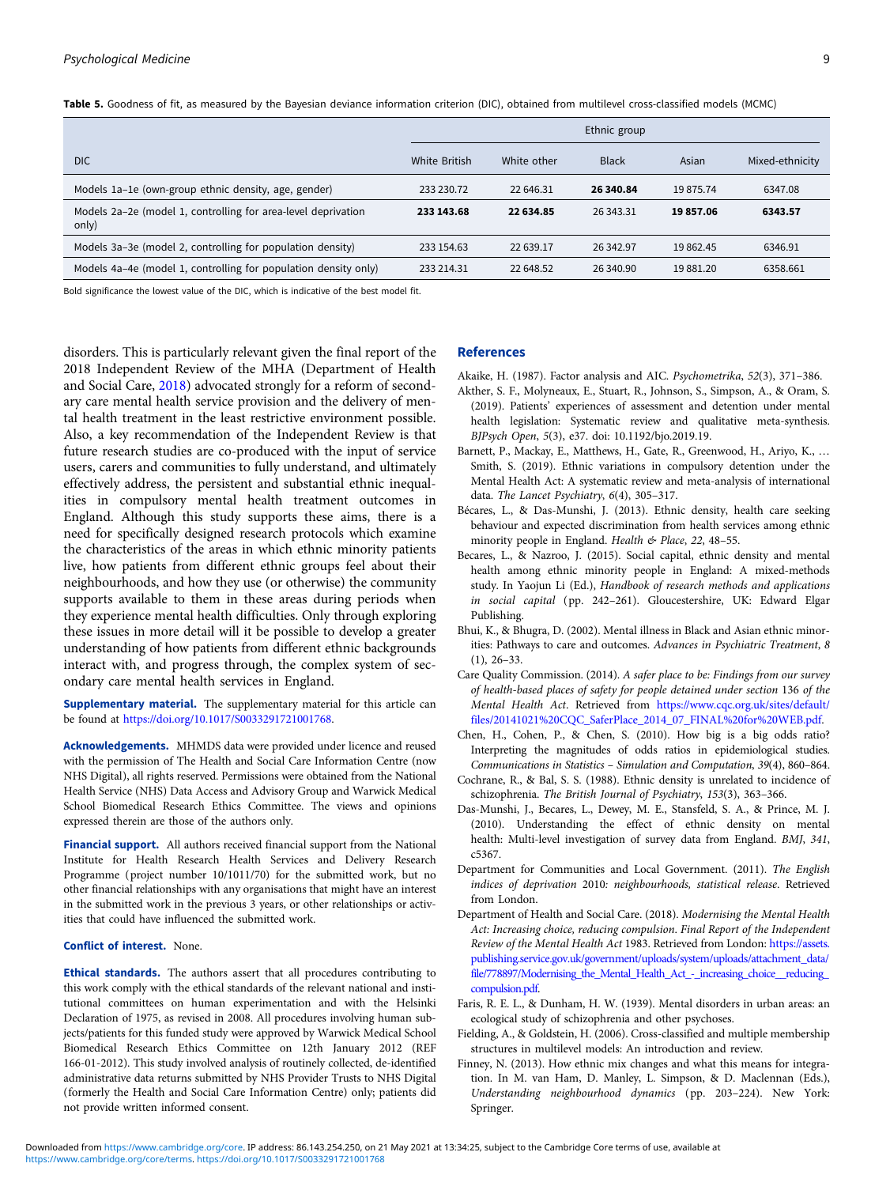**Table 5.** Goodness of fit, as measured by the Bayesian deviance information criterion (DIC), obtained from multilevel cross-classified models (MCMC)

| | Ethnic group | | | | |
|---|---|---|---|---|---|
| DIC | White British | White other | Black | Asian | Mixed-ethnicity |
| Models 1a–1e (own-group ethnic density, age, gender) | 233 230.72 | 22 646.31 | **26 340.84** | 19 875.74 | 6347.08 |
| Models 2a–2e (model 1, controlling for area-level deprivation only) | **233 143.68** | **22 634.85** | 26 343.31 | **19 857.06** | **6343.57** |
| Models 3a–3e (model 2, controlling for population density) | 233 154.63 | 22 639.17 | 26 342.97 | 19 862.45 | 6346.91 |
| Models 4a–4e (model 1, controlling for population density only) | 233 214.31 | 22 648.52 | 26 340.90 | 19 881.20 | 6358.661 |

Bold significance the lowest value of the DIC, which is indicative of the best model fit.

disorders. This is particularly relevant given the final report of the 2018 Independent Review of the MHA (Department of Health and Social Care, 2018) advocated strongly for a reform of secondary care mental health service provision and the delivery of mental health treatment in the least restrictive environment possible. Also, a key recommendation of the Independent Review is that future research studies are co-produced with the input of service users, carers and communities to fully understand, and ultimately effectively address, the persistent and substantial ethnic inequalities in compulsory mental health treatment outcomes in England. Although this study supports these aims, there is a need for specifically designed research protocols which examine the characteristics of the areas in which ethnic minority patients live, how patients from different ethnic groups feel about their neighbourhoods, and how they use (or otherwise) the community supports available to them in these areas during periods when they experience mental health difficulties. Only through exploring these issues in more detail will it be possible to develop a greater understanding of how patients from different ethnic backgrounds interact with, and progress through, the complex system of secondary care mental health services in England.

**Supplementary material.** The supplementary material for this article can be found at https://doi.org/10.1017/S0033291721001768.

**Acknowledgements.** MHMDS data were provided under licence and reused with the permission of The Health and Social Care Information Centre (now NHS Digital), all rights reserved. Permissions were obtained from the National Health Service (NHS) Data Access and Advisory Group and Warwick Medical School Biomedical Research Ethics Committee. The views and opinions expressed therein are those of the authors only.

**Financial support.** All authors received financial support from the National Institute for Health Research Health Services and Delivery Research Programme (project number 10/1011/70) for the submitted work, but no other financial relationships with any organisations that might have an interest in the submitted work in the previous 3 years, or other relationships or activities that could have influenced the submitted work.

**Conflict of interest.** None.

**Ethical standards.** The authors assert that all procedures contributing to this work comply with the ethical standards of the relevant national and institutional committees on human experimentation and with the Helsinki Declaration of 1975, as revised in 2008. All procedures involving human subjects/patients for this funded study were approved by Warwick Medical School Biomedical Research Ethics Committee on 12th January 2012 (REF 166-01-2012). This study involved analysis of routinely collected, de-identified administrative data returns submitted by NHS Provider Trusts to NHS Digital (formerly the Health and Social Care Information Centre) only; patients did not provide written informed consent.

## References

Akaike, H. (1987). Factor analysis and AIC. *Psychometrika*, *52*(3), 371–386.

Akther, S. F., Molyneaux, E., Stuart, R., Johnson, S., Simpson, A., & Oram, S. (2019). Patients' experiences of assessment and detention under mental health legislation: Systematic review and qualitative meta-synthesis. *BJPsych Open*, *5*(3), e37. doi: 10.1192/bjo.2019.19.

Barnett, P., Mackay, E., Matthews, H., Gate, R., Greenwood, H., Ariyo, K., … Smith, S. (2019). Ethnic variations in compulsory detention under the Mental Health Act: A systematic review and meta-analysis of international data. *The Lancet Psychiatry*, *6*(4), 305–317.

Bécares, L., & Das-Munshi, J. (2013). Ethnic density, health care seeking behaviour and expected discrimination from health services among ethnic minority people in England. *Health & Place*, *22*, 48–55.

Becares, L., & Nazroo, J. (2015). Social capital, ethnic density and mental health among ethnic minority people in England: A mixed-methods study. In Yaojun Li (Ed.), *Handbook of research methods and applications in social capital* (pp. 242–261). Gloucestershire, UK: Edward Elgar Publishing.

Bhui, K., & Bhugra, D. (2002). Mental illness in Black and Asian ethnic minorities: Pathways to care and outcomes. *Advances in Psychiatric Treatment*, *8* (1), 26–33.

Care Quality Commission. (2014). *A safer place to be: Findings from our survey of health-based places of safety for people detained under section* 136 *of the Mental Health Act*. Retrieved from https://www.cqc.org.uk/sites/default/files/20141021%20CQC_SaferPlace_2014_07_FINAL%20for%20WEB.pdf.

Chen, H., Cohen, P., & Chen, S. (2010). How big is a big odds ratio? Interpreting the magnitudes of odds ratios in epidemiological studies. *Communications in Statistics – Simulation and Computation*, *39*(4), 860–864.

Cochrane, R., & Bal, S. S. (1988). Ethnic density is unrelated to incidence of schizophrenia. *The British Journal of Psychiatry*, *153*(3), 363–366.

Das-Munshi, J., Becares, L., Dewey, M. E., Stansfeld, S. A., & Prince, M. J. (2010). Understanding the effect of ethnic density on mental health: Multi-level investigation of survey data from England. *BMJ*, *341*, c5367.

Department for Communities and Local Government. (2011). *The English indices of deprivation* 2010*: neighbourhoods, statistical release*. Retrieved from London.

Department of Health and Social Care. (2018). *Modernising the Mental Health Act: Increasing choice, reducing compulsion. Final Report of the Independent Review of the Mental Health Act* 1983. Retrieved from London: https://assets.publishing.service.gov.uk/government/uploads/system/uploads/attachment_data/file/778897/Modernising_the_Mental_Health_Act_-_increasing_choice__reducing_compulsion.pdf.

Faris, R. E. L., & Dunham, H. W. (1939). Mental disorders in urban areas: an ecological study of schizophrenia and other psychoses.

Fielding, A., & Goldstein, H. (2006). Cross-classified and multiple membership structures in multilevel models: An introduction and review.

Finney, N. (2013). How ethnic mix changes and what this means for integration. In M. van Ham, D. Manley, L. Simpson, & D. Maclennan (Eds.), *Understanding neighbourhood dynamics* (pp. 203–224). New York: Springer.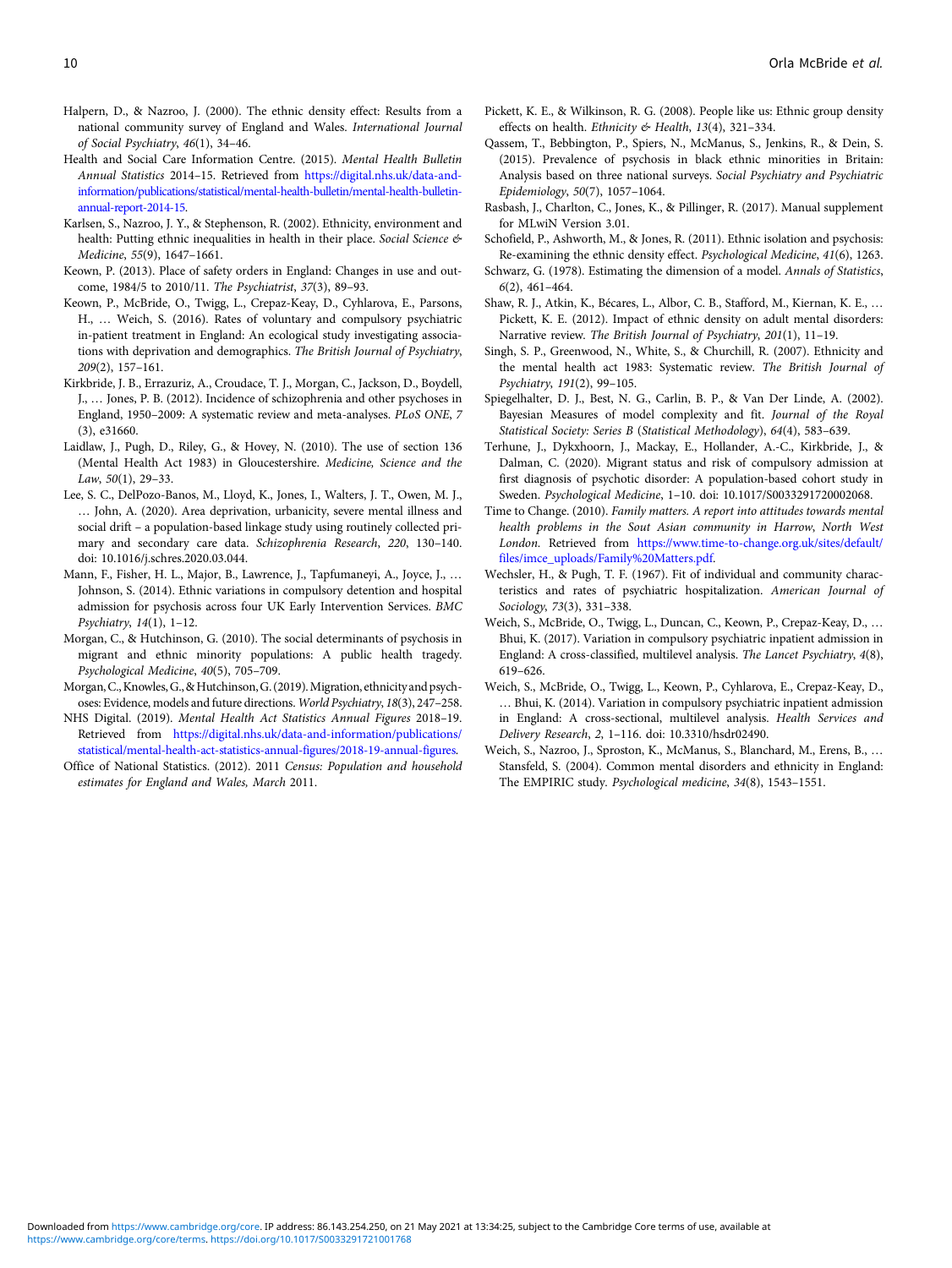Halpern, D., & Nazroo, J. (2000). The ethnic density effect: Results from a national community survey of England and Wales. *International Journal of Social Psychiatry*, *46*(1), 34–46.

Health and Social Care Information Centre. (2015). *Mental Health Bulletin Annual Statistics* 2014–15. Retrieved from https://digital.nhs.uk/data-and-information/publications/statistical/mental-health-bulletin/mental-health-bulletin-annual-report-2014-15.

Karlsen, S., Nazroo, J. Y., & Stephenson, R. (2002). Ethnicity, environment and health: Putting ethnic inequalities in health in their place. *Social Science & Medicine*, *55*(9), 1647–1661.

Keown, P. (2013). Place of safety orders in England: Changes in use and outcome, 1984/5 to 2010/11. *The Psychiatrist*, *37*(3), 89–93.

Keown, P., McBride, O., Twigg, L., Crepaz-Keay, D., Cyhlarova, E., Parsons, H., … Weich, S. (2016). Rates of voluntary and compulsory psychiatric in-patient treatment in England: An ecological study investigating associations with deprivation and demographics. *The British Journal of Psychiatry*, *209*(2), 157–161.

Kirkbride, J. B., Errazuriz, A., Croudace, T. J., Morgan, C., Jackson, D., Boydell, J., … Jones, P. B. (2012). Incidence of schizophrenia and other psychoses in England, 1950–2009: A systematic review and meta-analyses. *PLoS ONE*, *7* (3), e31660.

Laidlaw, J., Pugh, D., Riley, G., & Hovey, N. (2010). The use of section 136 (Mental Health Act 1983) in Gloucestershire. *Medicine, Science and the Law*, *50*(1), 29–33.

Lee, S. C., DelPozo-Banos, M., Lloyd, K., Jones, I., Walters, J. T., Owen, M. J., … John, A. (2020). Area deprivation, urbanicity, severe mental illness and social drift – a population-based linkage study using routinely collected primary and secondary care data. *Schizophrenia Research*, *220*, 130–140. doi: 10.1016/j.schres.2020.03.044.

Mann, F., Fisher, H. L., Major, B., Lawrence, J., Tapfumaneyi, A., Joyce, J., … Johnson, S. (2014). Ethnic variations in compulsory detention and hospital admission for psychosis across four UK Early Intervention Services. *BMC Psychiatry*, *14*(1), 1–12.

Morgan, C., & Hutchinson, G. (2010). The social determinants of psychosis in migrant and ethnic minority populations: A public health tragedy. *Psychological Medicine*, *40*(5), 705–709.

Morgan, C., Knowles, G., & Hutchinson, G. (2019). Migration, ethnicity and psychoses: Evidence, models and future directions. *World Psychiatry*, *18*(3), 247–258.

NHS Digital. (2019). *Mental Health Act Statistics Annual Figures* 2018–19. Retrieved from https://digital.nhs.uk/data-and-information/publications/statistical/mental-health-act-statistics-annual-figures/2018-19-annual-figures.

Office of National Statistics. (2012). 2011 *Census: Population and household estimates for England and Wales, March* 2011.

Pickett, K. E., & Wilkinson, R. G. (2008). People like us: Ethnic group density effects on health. *Ethnicity & Health*, *13*(4), 321–334.

Qassem, T., Bebbington, P., Spiers, N., McManus, S., Jenkins, R., & Dein, S. (2015). Prevalence of psychosis in black ethnic minorities in Britain: Analysis based on three national surveys. *Social Psychiatry and Psychiatric Epidemiology*, *50*(7), 1057–1064.

Rasbash, J., Charlton, C., Jones, K., & Pillinger, R. (2017). Manual supplement for MLwiN Version 3.01.

Schofield, P., Ashworth, M., & Jones, R. (2011). Ethnic isolation and psychosis: Re-examining the ethnic density effect. *Psychological Medicine*, *41*(6), 1263.

Schwarz, G. (1978). Estimating the dimension of a model. *Annals of Statistics*, *6*(2), 461–464.

Shaw, R. J., Atkin, K., Bécares, L., Albor, C. B., Stafford, M., Kiernan, K. E., … Pickett, K. E. (2012). Impact of ethnic density on adult mental disorders: Narrative review. *The British Journal of Psychiatry*, *201*(1), 11–19.

Singh, S. P., Greenwood, N., White, S., & Churchill, R. (2007). Ethnicity and the mental health act 1983: Systematic review. *The British Journal of Psychiatry*, *191*(2), 99–105.

Spiegelhalter, D. J., Best, N. G., Carlin, B. P., & Van Der Linde, A. (2002). Bayesian Measures of model complexity and fit. *Journal of the Royal Statistical Society: Series B* (*Statistical Methodology*), *64*(4), 583–639.

Terhune, J., Dykxhoorn, J., Mackay, E., Hollander, A.-C., Kirkbride, J., & Dalman, C. (2020). Migrant status and risk of compulsory admission at first diagnosis of psychotic disorder: A population-based cohort study in Sweden. *Psychological Medicine*, 1–10. doi: 10.1017/S0033291720002068.

Time to Change. (2010). *Family matters. A report into attitudes towards mental health problems in the Sout Asian community in Harrow, North West London.* Retrieved from https://www.time-to-change.org.uk/sites/default/files/imce_uploads/Family%20Matters.pdf.

Wechsler, H., & Pugh, T. F. (1967). Fit of individual and community characteristics and rates of psychiatric hospitalization. *American Journal of Sociology*, *73*(3), 331–338.

Weich, S., McBride, O., Twigg, L., Duncan, C., Keown, P., Crepaz-Keay, D., … Bhui, K. (2017). Variation in compulsory psychiatric inpatient admission in England: A cross-classified, multilevel analysis. *The Lancet Psychiatry*, *4*(8), 619–626.

Weich, S., McBride, O., Twigg, L., Keown, P., Cyhlarova, E., Crepaz-Keay, D., … Bhui, K. (2014). Variation in compulsory psychiatric inpatient admission in England: A cross-sectional, multilevel analysis. *Health Services and Delivery Research*, *2*, 1–116. doi: 10.3310/hsdr02490.

Weich, S., Nazroo, J., Sproston, K., McManus, S., Blanchard, M., Erens, B., … Stansfeld, S. (2004). Common mental disorders and ethnicity in England: The EMPIRIC study. *Psychological medicine*, *34*(8), 1543–1551.